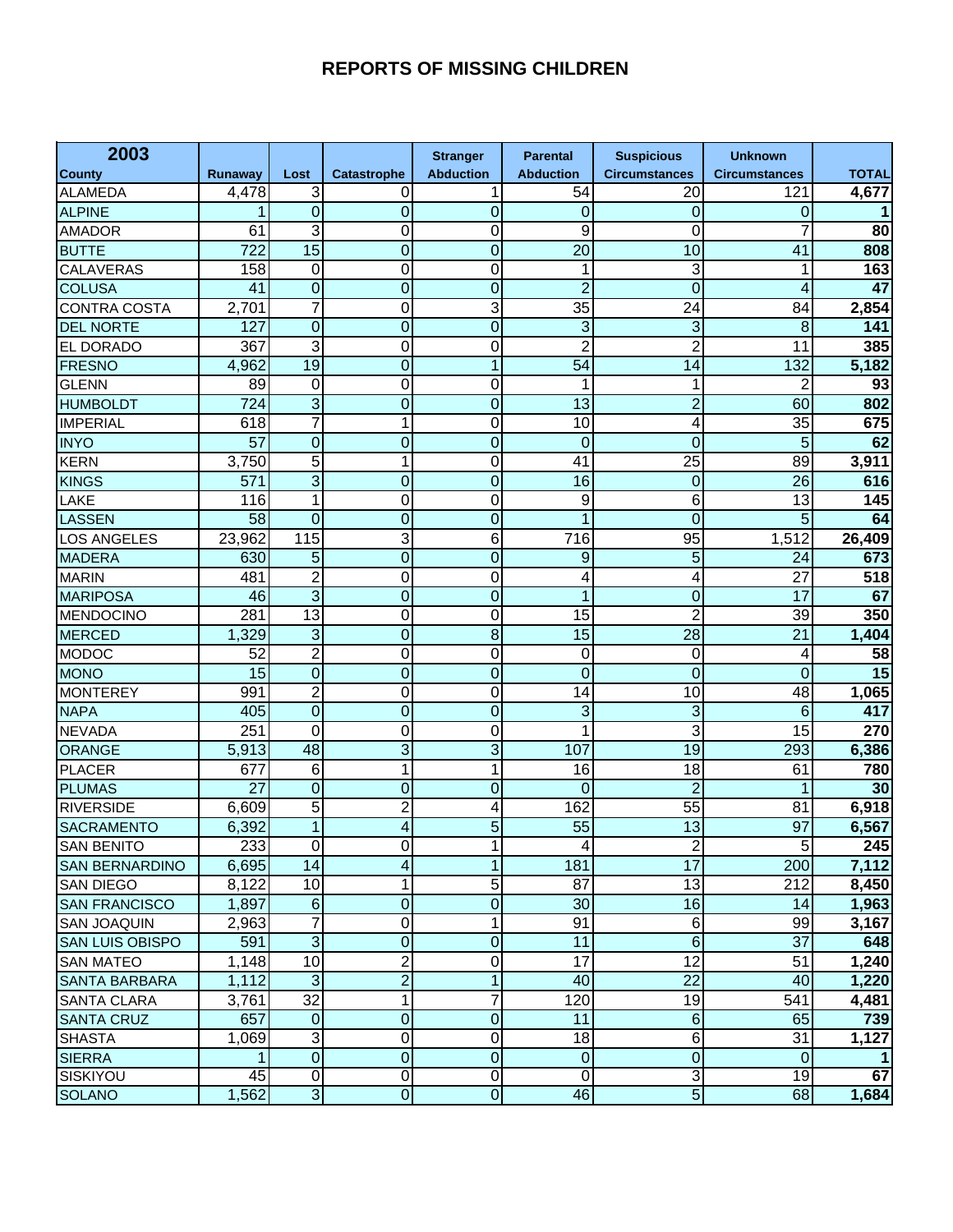# REPORTS OF MISSING CHILDREN

| 2003<br>County | Runaway | Lost | Catastrophe | Stranger Abduction | Parental Abduction | Suspicious Circumstances | Unknown Circumstances | TOTAL |
|---|---|---|---|---|---|---|---|---|
| ALAMEDA | 4,478 | 3 | 0 | 1 | 54 | 20 | 121 | **4,677** |
| ALPINE | 1 | 0 | 0 | 0 | 0 | 0 | 0 | **1** |
| AMADOR | 61 | 3 | 0 | 0 | 9 | 0 | 7 | **80** |
| BUTTE | 722 | 15 | 0 | 0 | 20 | 10 | 41 | **808** |
| CALAVERAS | 158 | 0 | 0 | 0 | 1 | 3 | 1 | **163** |
| COLUSA | 41 | 0 | 0 | 0 | 2 | 0 | 4 | **47** |
| CONTRA COSTA | 2,701 | 7 | 0 | 3 | 35 | 24 | 84 | **2,854** |
| DEL NORTE | 127 | 0 | 0 | 0 | 3 | 3 | 8 | **141** |
| EL DORADO | 367 | 3 | 0 | 0 | 2 | 2 | 11 | **385** |
| FRESNO | 4,962 | 19 | 0 | 1 | 54 | 14 | 132 | **5,182** |
| GLENN | 89 | 0 | 0 | 0 | 1 | 1 | 2 | **93** |
| HUMBOLDT | 724 | 3 | 0 | 0 | 13 | 2 | 60 | **802** |
| IMPERIAL | 618 | 7 | 1 | 0 | 10 | 4 | 35 | **675** |
| INYO | 57 | 0 | 0 | 0 | 0 | 0 | 5 | **62** |
| KERN | 3,750 | 5 | 1 | 0 | 41 | 25 | 89 | **3,911** |
| KINGS | 571 | 3 | 0 | 0 | 16 | 0 | 26 | **616** |
| LAKE | 116 | 1 | 0 | 0 | 9 | 6 | 13 | **145** |
| LASSEN | 58 | 0 | 0 | 0 | 1 | 0 | 5 | **64** |
| LOS ANGELES | 23,962 | 115 | 3 | 6 | 716 | 95 | 1,512 | **26,409** |
| MADERA | 630 | 5 | 0 | 0 | 9 | 5 | 24 | **673** |
| MARIN | 481 | 2 | 0 | 0 | 4 | 4 | 27 | **518** |
| MARIPOSA | 46 | 3 | 0 | 0 | 1 | 0 | 17 | **67** |
| MENDOCINO | 281 | 13 | 0 | 0 | 15 | 2 | 39 | **350** |
| MERCED | 1,329 | 3 | 0 | 8 | 15 | 28 | 21 | **1,404** |
| MODOC | 52 | 2 | 0 | 0 | 0 | 0 | 4 | **58** |
| MONO | 15 | 0 | 0 | 0 | 0 | 0 | 0 | **15** |
| MONTEREY | 991 | 2 | 0 | 0 | 14 | 10 | 48 | **1,065** |
| NAPA | 405 | 0 | 0 | 0 | 3 | 3 | 6 | **417** |
| NEVADA | 251 | 0 | 0 | 0 | 1 | 3 | 15 | **270** |
| ORANGE | 5,913 | 48 | 3 | 3 | 107 | 19 | 293 | **6,386** |
| PLACER | 677 | 6 | 1 | 1 | 16 | 18 | 61 | **780** |
| PLUMAS | 27 | 0 | 0 | 0 | 0 | 2 | 1 | **30** |
| RIVERSIDE | 6,609 | 5 | 2 | 4 | 162 | 55 | 81 | **6,918** |
| SACRAMENTO | 6,392 | 1 | 4 | 5 | 55 | 13 | 97 | **6,567** |
| SAN BENITO | 233 | 0 | 0 | 1 | 4 | 2 | 5 | **245** |
| SAN BERNARDINO | 6,695 | 14 | 4 | 1 | 181 | 17 | 200 | **7,112** |
| SAN DIEGO | 8,122 | 10 | 1 | 5 | 87 | 13 | 212 | **8,450** |
| SAN FRANCISCO | 1,897 | 6 | 0 | 0 | 30 | 16 | 14 | **1,963** |
| SAN JOAQUIN | 2,963 | 7 | 0 | 1 | 91 | 6 | 99 | **3,167** |
| SAN LUIS OBISPO | 591 | 3 | 0 | 0 | 11 | 6 | 37 | **648** |
| SAN MATEO | 1,148 | 10 | 2 | 0 | 17 | 12 | 51 | **1,240** |
| SANTA BARBARA | 1,112 | 3 | 2 | 1 | 40 | 22 | 40 | **1,220** |
| SANTA CLARA | 3,761 | 32 | 1 | 7 | 120 | 19 | 541 | **4,481** |
| SANTA CRUZ | 657 | 0 | 0 | 0 | 11 | 6 | 65 | **739** |
| SHASTA | 1,069 | 3 | 0 | 0 | 18 | 6 | 31 | **1,127** |
| SIERRA | 1 | 0 | 0 | 0 | 0 | 0 | 0 | **1** |
| SISKIYOU | 45 | 0 | 0 | 0 | 0 | 3 | 19 | **67** |
| SOLANO | 1,562 | 3 | 0 | 0 | 46 | 5 | 68 | **1,684** |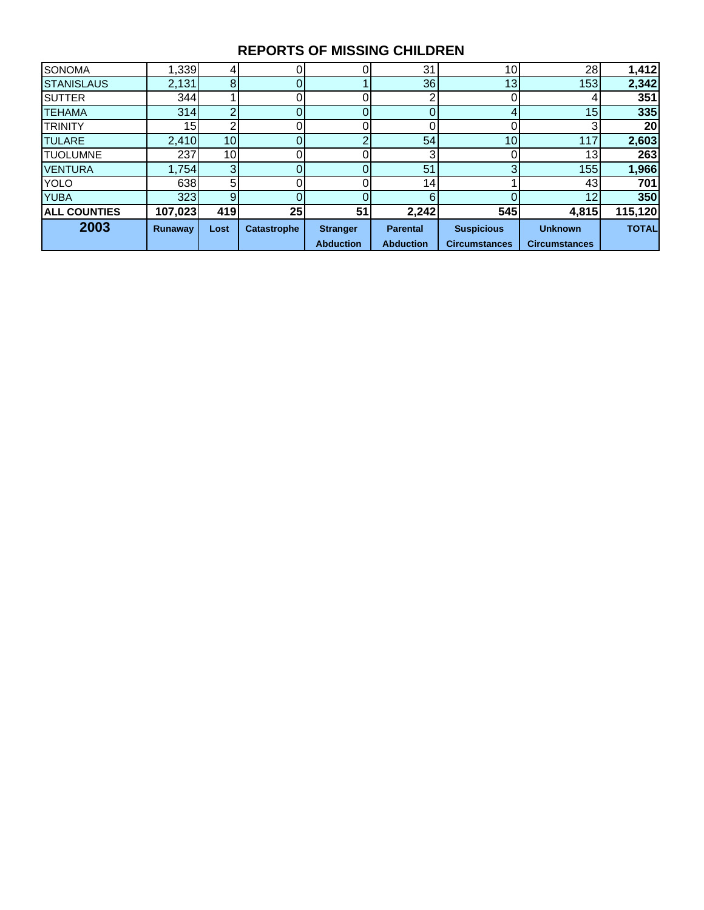## REPORTS OF MISSING CHILDREN

| | | | | | | | | |
|---|---|---|---|---|---|---|---|---|
| SONOMA | 1,339 | 4 | 0 | 0 | 31 | 10 | 28 | **1,412** |
| STANISLAUS | 2,131 | 8 | 0 | 1 | 36 | 13 | 153 | **2,342** |
| SUTTER | 344 | 1 | 0 | 0 | 2 | 0 | 4 | **351** |
| TEHAMA | 314 | 2 | 0 | 0 | 0 | 4 | 15 | **335** |
| TRINITY | 15 | 2 | 0 | 0 | 0 | 0 | 3 | **20** |
| TULARE | 2,410 | 10 | 0 | 2 | 54 | 10 | 117 | **2,603** |
| TUOLUMNE | 237 | 10 | 0 | 0 | 3 | 0 | 13 | **263** |
| VENTURA | 1,754 | 3 | 0 | 0 | 51 | 3 | 155 | **1,966** |
| YOLO | 638 | 5 | 0 | 0 | 14 | 1 | 43 | **701** |
| YUBA | 323 | 9 | 0 | 0 | 6 | 0 | 12 | **350** |
| **ALL COUNTIES** | **107,023** | **419** | **25** | **51** | **2,242** | **545** | **4,815** | **115,120** |
| **2003** | **Runaway** | **Lost** | **Catastrophe** | **Stranger Abduction** | **Parental Abduction** | **Suspicious Circumstances** | **Unknown Circumstances** | **TOTAL** |